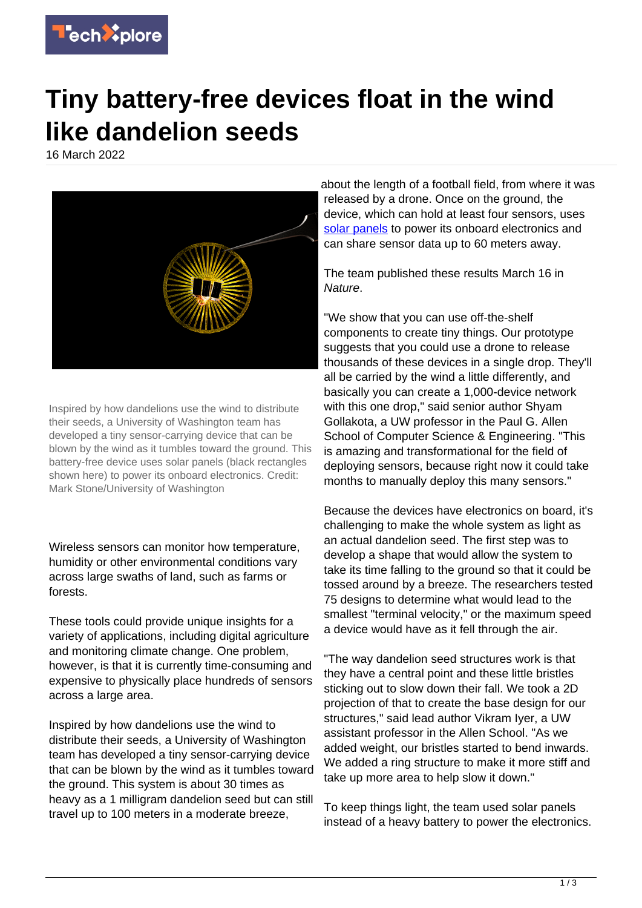# Tiny battery-free devices float in the wind like dandelion seeds

16 March 2022

Inspired by how dandelions use the wind to distribute their seeds, a University of Washington team has developed a tiny sensor-carrying device that can be blown by the wind as it tumbles toward the ground. This battery-free device uses solar panels (black rectangles shown here) to power its onboard electronics. Credit: Mark Stone/University of Washington

Wireless sensors can monitor how temperature, humidity or other environmental conditions vary across large swaths of land, such as farms or forests.

These tools could provide unique insights for a variety of applications, including digital agriculture and monitoring climate change. One problem, however, is that it is currently time-consuming and expensive to physically place hundreds of sensors across a large area.

Inspired by how dandelions use the wind to distribute their seeds, a University of Washington team has developed a tiny sensor-carrying device that can be blown by the wind as it tumbles toward the ground. This system is about 30 times as heavy as a 1 milligram dandelion seed but can still travel up to 100 meters in a moderate breeze, about the length of a football field, from where it was released by a drone. Once on the ground, the device, which can hold at least four sensors, uses solar panels to power its onboard electronics and can share sensor data up to 60 meters away.

The team published these results March 16 in *Nature*.

"We show that you can use off-the-shelf components to create tiny things. Our prototype suggests that you could use a drone to release thousands of these devices in a single drop. They'll all be carried by the wind a little differently, and basically you can create a 1,000-device network with this one drop," said senior author Shyam Gollakota, a UW professor in the Paul G. Allen School of Computer Science & Engineering. "This is amazing and transformational for the field of deploying sensors, because right now it could take months to manually deploy this many sensors."

Because the devices have electronics on board, it's challenging to make the whole system as light as an actual dandelion seed. The first step was to develop a shape that would allow the system to take its time falling to the ground so that it could be tossed around by a breeze. The researchers tested 75 designs to determine what would lead to the smallest "terminal velocity," or the maximum speed a device would have as it fell through the air.

"The way dandelion seed structures work is that they have a central point and these little bristles sticking out to slow down their fall. We took a 2D projection of that to create the base design for our structures," said lead author Vikram Iyer, a UW assistant professor in the Allen School. "As we added weight, our bristles started to bend inwards. We added a ring structure to make it more stiff and take up more area to help slow it down."

To keep things light, the team used solar panels instead of a heavy battery to power the electronics.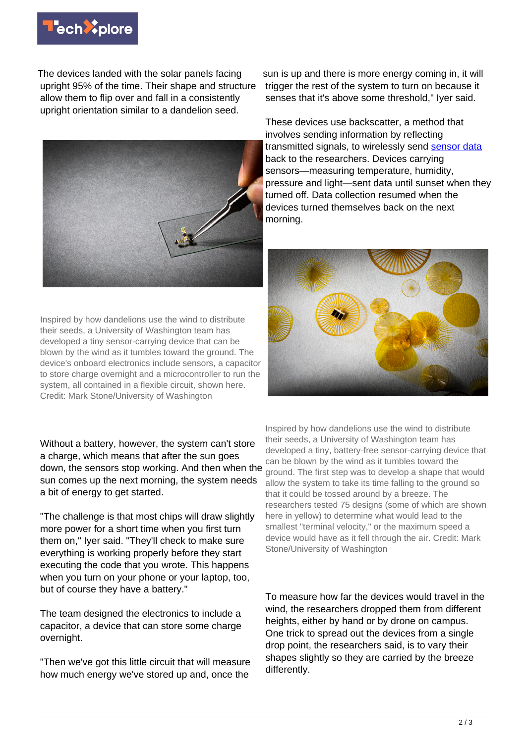The devices landed with the solar panels facing upright 95% of the time. Their shape and structure allow them to flip over and fall in a consistently upright orientation similar to a dandelion seed.

Inspired by how dandelions use the wind to distribute their seeds, a University of Washington team has developed a tiny sensor-carrying device that can be blown by the wind as it tumbles toward the ground. The device's onboard electronics include sensors, a capacitor to store charge overnight and a microcontroller to run the system, all contained in a flexible circuit, shown here. Credit: Mark Stone/University of Washington

Without a battery, however, the system can't store a charge, which means that after the sun goes down, the sensors stop working. And then when the sun comes up the next morning, the system needs a bit of energy to get started.

"The challenge is that most chips will draw slightly more power for a short time when you first turn them on," Iyer said. "They'll check to make sure everything is working properly before they start executing the code that you wrote. This happens when you turn on your phone or your laptop, too, but of course they have a battery."

The team designed the electronics to include a capacitor, a device that can store some charge overnight.

"Then we've got this little circuit that will measure how much energy we've stored up and, once the sun is up and there is more energy coming in, it will trigger the rest of the system to turn on because it senses that it's above some threshold," Iyer said.

These devices use backscatter, a method that involves sending information by reflecting transmitted signals, to wirelessly send sensor data back to the researchers. Devices carrying sensors—measuring temperature, humidity, pressure and light—sent data until sunset when they turned off. Data collection resumed when the devices turned themselves back on the next morning.

Inspired by how dandelions use the wind to distribute their seeds, a University of Washington team has developed a tiny, battery-free sensor-carrying device that can be blown by the wind as it tumbles toward the ground. The first step was to develop a shape that would allow the system to take its time falling to the ground so that it could be tossed around by a breeze. The researchers tested 75 designs (some of which are shown here in yellow) to determine what would lead to the smallest "terminal velocity," or the maximum speed a device would have as it fell through the air. Credit: Mark Stone/University of Washington

To measure how far the devices would travel in the wind, the researchers dropped them from different heights, either by hand or by drone on campus. One trick to spread out the devices from a single drop point, the researchers said, is to vary their shapes slightly so they are carried by the breeze differently.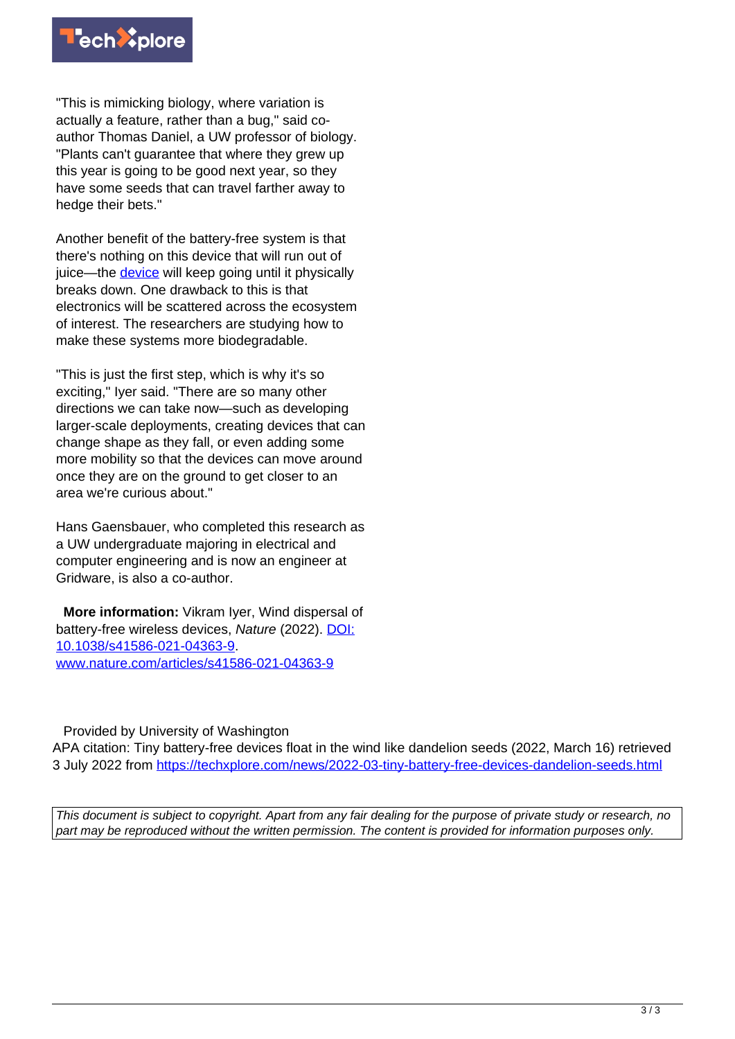"This is mimicking biology, where variation is actually a feature, rather than a bug," said co-author Thomas Daniel, a UW professor of biology. "Plants can't guarantee that where they grew up this year is going to be good next year, so they have some seeds that can travel farther away to hedge their bets."

Another benefit of the battery-free system is that there's nothing on this device that will run out of juice—the [device](device) will keep going until it physically breaks down. One drawback to this is that electronics will be scattered across the ecosystem of interest. The researchers are studying how to make these systems more biodegradable.

"This is just the first step, which is why it's so exciting," Iyer said. "There are so many other directions we can take now—such as developing larger-scale deployments, creating devices that can change shape as they fall, or even adding some more mobility so that the devices can move around once they are on the ground to get closer to an area we're curious about."

Hans Gaensbauer, who completed this research as a UW undergraduate majoring in electrical and computer engineering and is now an engineer at Gridware, is also a co-author.

**More information:** Vikram Iyer, Wind dispersal of battery-free wireless devices, *Nature* (2022). [DOI: 10.1038/s41586-021-04363-9](https://dx.doi.org/10.1038/s41586-021-04363-9).
[www.nature.com/articles/s41586-021-04363-9](https://www.nature.com/articles/s41586-021-04363-9)

Provided by University of Washington

APA citation: Tiny battery-free devices float in the wind like dandelion seeds (2022, March 16) retrieved 3 July 2022 from https://techxplore.com/news/2022-03-tiny-battery-free-devices-dandelion-seeds.html

*This document is subject to copyright. Apart from any fair dealing for the purpose of private study or research, no part may be reproduced without the written permission. The content is provided for information purposes only.*